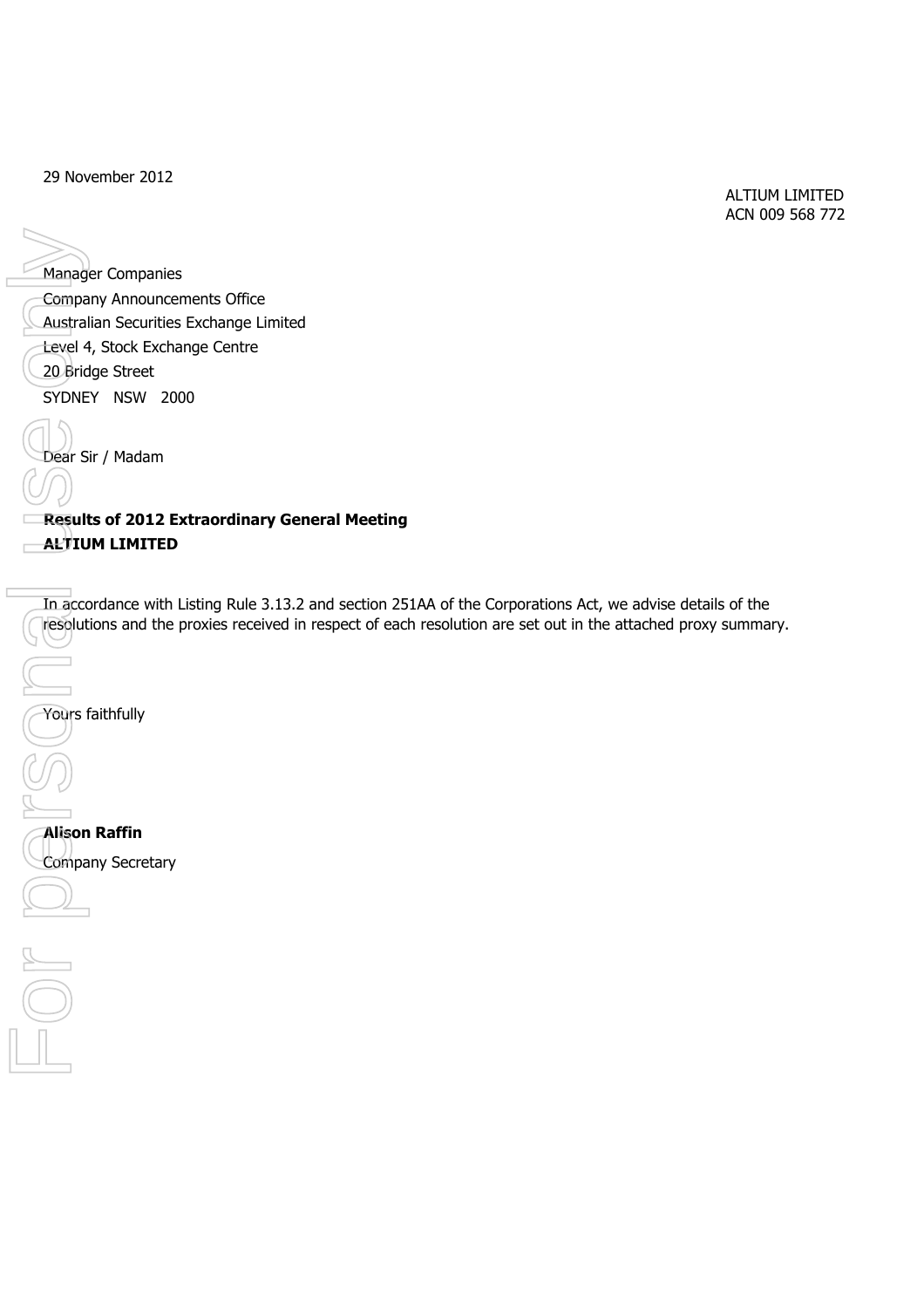29 November 2012

ALTIUM LIMITED
ACN 009 568 772

Manager Companies
Company Announcements Office
Australian Securities Exchange Limited
Level 4, Stock Exchange Centre
20 Bridge Street
SYDNEY NSW 2000

Dear Sir / Madam

**Results of 2012 Extraordinary General Meeting**
**ALTIUM LIMITED**

In accordance with Listing Rule 3.13.2 and section 251AA of the Corporations Act, we advise details of the resolutions and the proxies received in respect of each resolution are set out in the attached proxy summary.

Yours faithfully

**Alison Raffin**
Company Secretary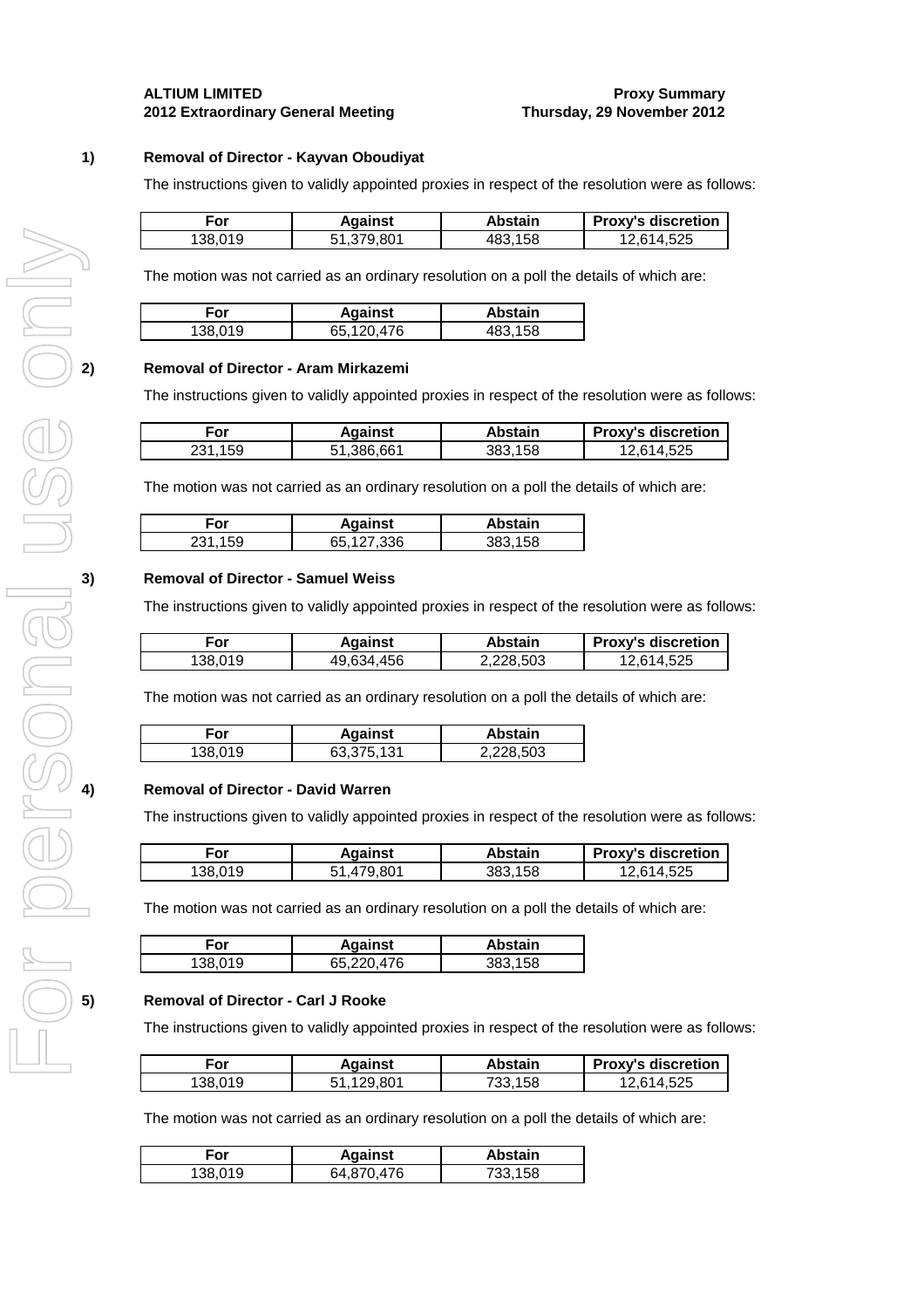**ALTIUM LIMITED**
**2012 Extraordinary General Meeting**

**Proxy Summary**
**Thursday, 29 November 2012**

**1) Removal of Director - Kayvan Oboudiyat**

The instructions given to validly appointed proxies in respect of the resolution were as follows:

| For | Against | Abstain | Proxy's discretion |
|---|---|---|---|
| 138,019 | 51,379,801 | 483,158 | 12,614,525 |

The motion was not carried as an ordinary resolution on a poll the details of which are:

| For | Against | Abstain |
|---|---|---|
| 138,019 | 65,120,476 | 483,158 |

**2) Removal of Director - Aram Mirkazemi**

The instructions given to validly appointed proxies in respect of the resolution were as follows:

| For | Against | Abstain | Proxy's discretion |
|---|---|---|---|
| 231,159 | 51,386,661 | 383,158 | 12,614,525 |

The motion was not carried as an ordinary resolution on a poll the details of which are:

| For | Against | Abstain |
|---|---|---|
| 231,159 | 65,127,336 | 383,158 |

**3) Removal of Director - Samuel Weiss**

The instructions given to validly appointed proxies in respect of the resolution were as follows:

| For | Against | Abstain | Proxy's discretion |
|---|---|---|---|
| 138,019 | 49,634,456 | 2,228,503 | 12,614,525 |

The motion was not carried as an ordinary resolution on a poll the details of which are:

| For | Against | Abstain |
|---|---|---|
| 138,019 | 63,375,131 | 2,228,503 |

**4) Removal of Director - David Warren**

The instructions given to validly appointed proxies in respect of the resolution were as follows:

| For | Against | Abstain | Proxy's discretion |
|---|---|---|---|
| 138,019 | 51,479,801 | 383,158 | 12,614,525 |

The motion was not carried as an ordinary resolution on a poll the details of which are:

| For | Against | Abstain |
|---|---|---|
| 138,019 | 65,220,476 | 383,158 |

**5) Removal of Director - Carl J Rooke**

The instructions given to validly appointed proxies in respect of the resolution were as follows:

| For | Against | Abstain | Proxy's discretion |
|---|---|---|---|
| 138,019 | 51,129,801 | 733,158 | 12,614,525 |

The motion was not carried as an ordinary resolution on a poll the details of which are:

| For | Against | Abstain |
|---|---|---|
| 138,019 | 64,870,476 | 733,158 |